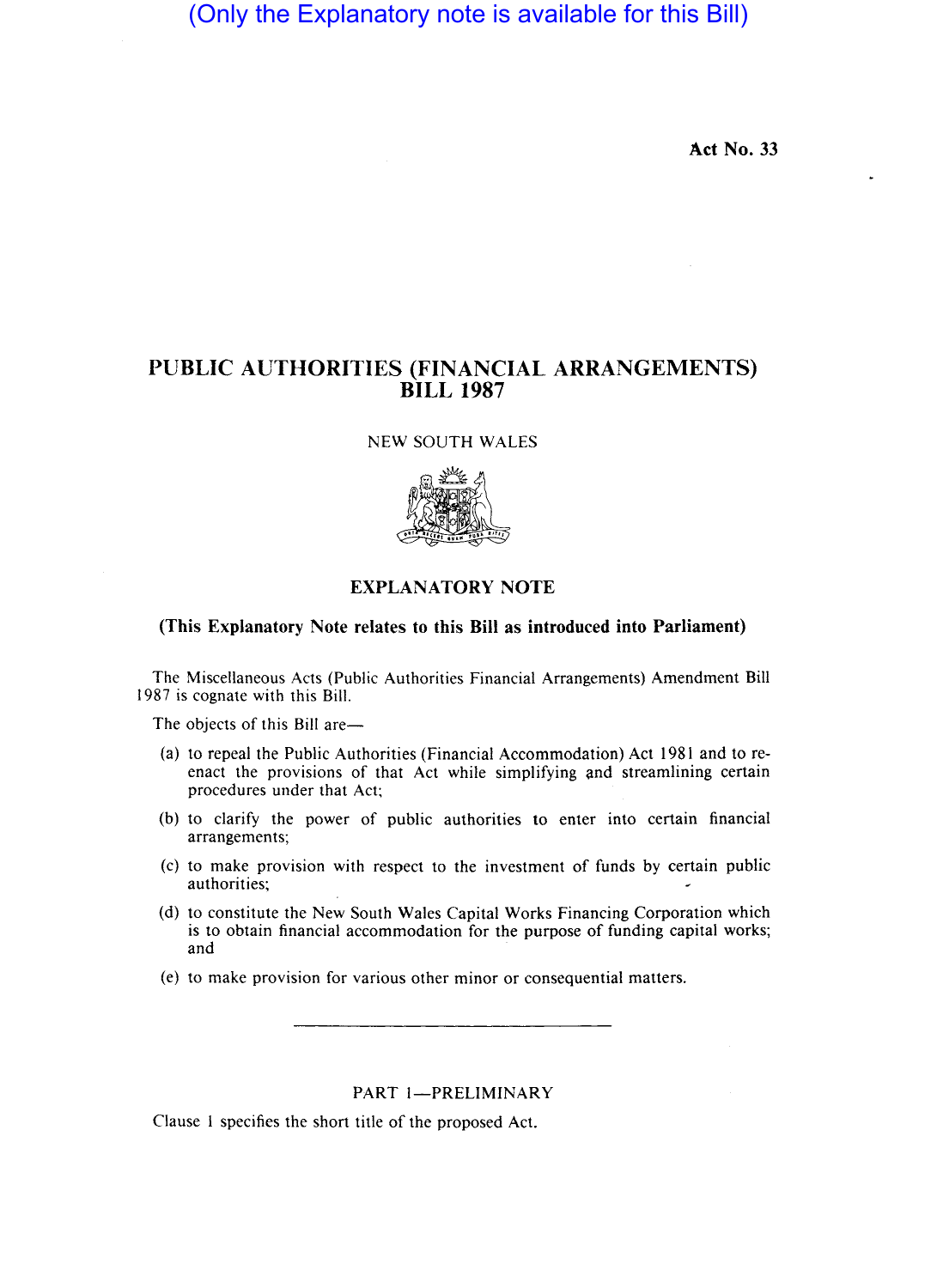(Only the Explanatory note is available for this Bill)

**Act No. 33**

# PUBLIC AUTHORITIES (FINANCIAL ARRANGEMENTS) BILL 1987

NEW SOUTH WALES

## EXPLANATORY NOTE

**(This Explanatory Note relates to this Bill as introduced into Parliament)**

The Miscellaneous Acts (Public Authorities Financial Arrangements) Amendment Bill 1987 is cognate with this Bill.

The objects of this Bill are—

(a) to repeal the Public Authorities (Financial Accommodation) Act 1981 and to re-enact the provisions of that Act while simplifying and streamlining certain procedures under that Act;

(b) to clarify the power of public authorities to enter into certain financial arrangements;

(c) to make provision with respect to the investment of funds by certain public authorities;

(d) to constitute the New South Wales Capital Works Financing Corporation which is to obtain financial accommodation for the purpose of funding capital works; and

(e) to make provision for various other minor or consequential matters.

---

PART 1—PRELIMINARY

Clause 1 specifies the short title of the proposed Act.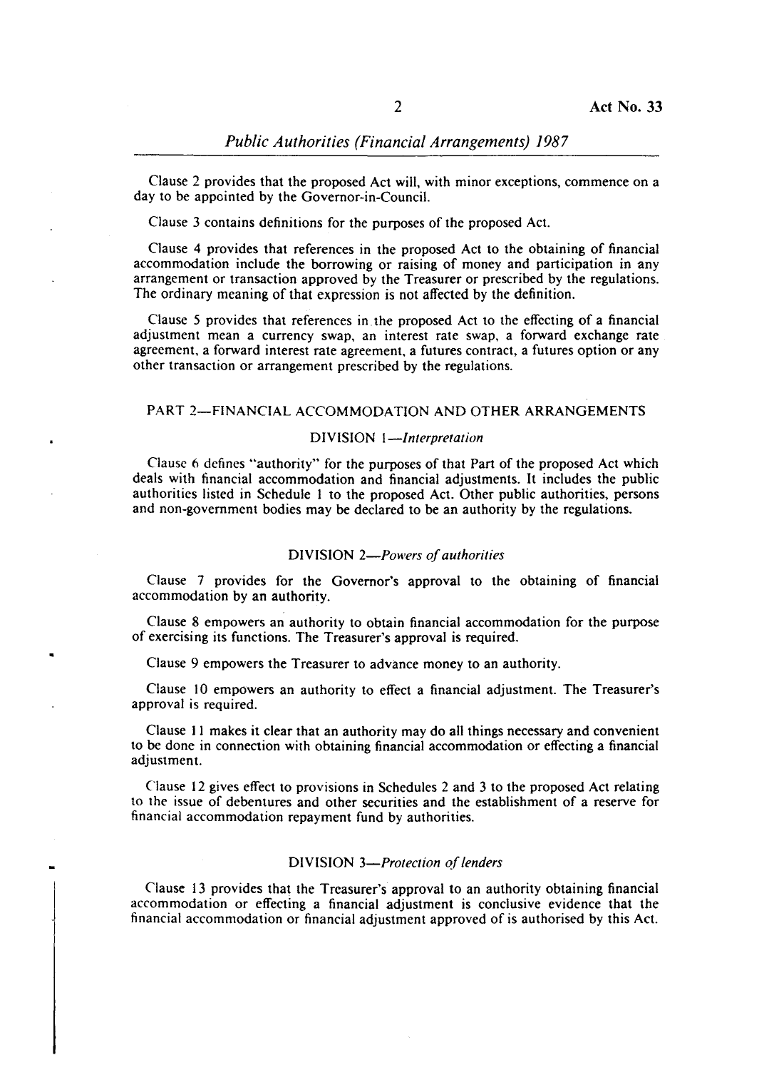Clause 2 provides that the proposed Act will, with minor exceptions, commence on a day to be appointed by the Governor-in-Council.

Clause 3 contains definitions for the purposes of the proposed Act.

Clause 4 provides that references in the proposed Act to the obtaining of financial accommodation include the borrowing or raising of money and participation in any arrangement or transaction approved by the Treasurer or prescribed by the regulations. The ordinary meaning of that expression is not affected by the definition.

Clause 5 provides that references in the proposed Act to the effecting of a financial adjustment mean a currency swap, an interest rate swap, a forward exchange rate agreement, a forward interest rate agreement, a futures contract, a futures option or any other transaction or arrangement prescribed by the regulations.

## PART 2—FINANCIAL ACCOMMODATION AND OTHER ARRANGEMENTS

### DIVISION 1—*Interpretation*

Clause 6 defines "authority" for the purposes of that Part of the proposed Act which deals with financial accommodation and financial adjustments. It includes the public authorities listed in Schedule 1 to the proposed Act. Other public authorities, persons and non-government bodies may be declared to be an authority by the regulations.

### DIVISION 2—*Powers of authorities*

Clause 7 provides for the Governor's approval to the obtaining of financial accommodation by an authority.

Clause 8 empowers an authority to obtain financial accommodation for the purpose of exercising its functions. The Treasurer's approval is required.

Clause 9 empowers the Treasurer to advance money to an authority.

Clause 10 empowers an authority to effect a financial adjustment. The Treasurer's approval is required.

Clause 11 makes it clear that an authority may do all things necessary and convenient to be done in connection with obtaining financial accommodation or effecting a financial adjustment.

Clause 12 gives effect to provisions in Schedules 2 and 3 to the proposed Act relating to the issue of debentures and other securities and the establishment of a reserve for financial accommodation repayment fund by authorities.

### DIVISION 3—*Protection of lenders*

Clause 13 provides that the Treasurer's approval to an authority obtaining financial accommodation or effecting a financial adjustment is conclusive evidence that the financial accommodation or financial adjustment approved of is authorised by this Act.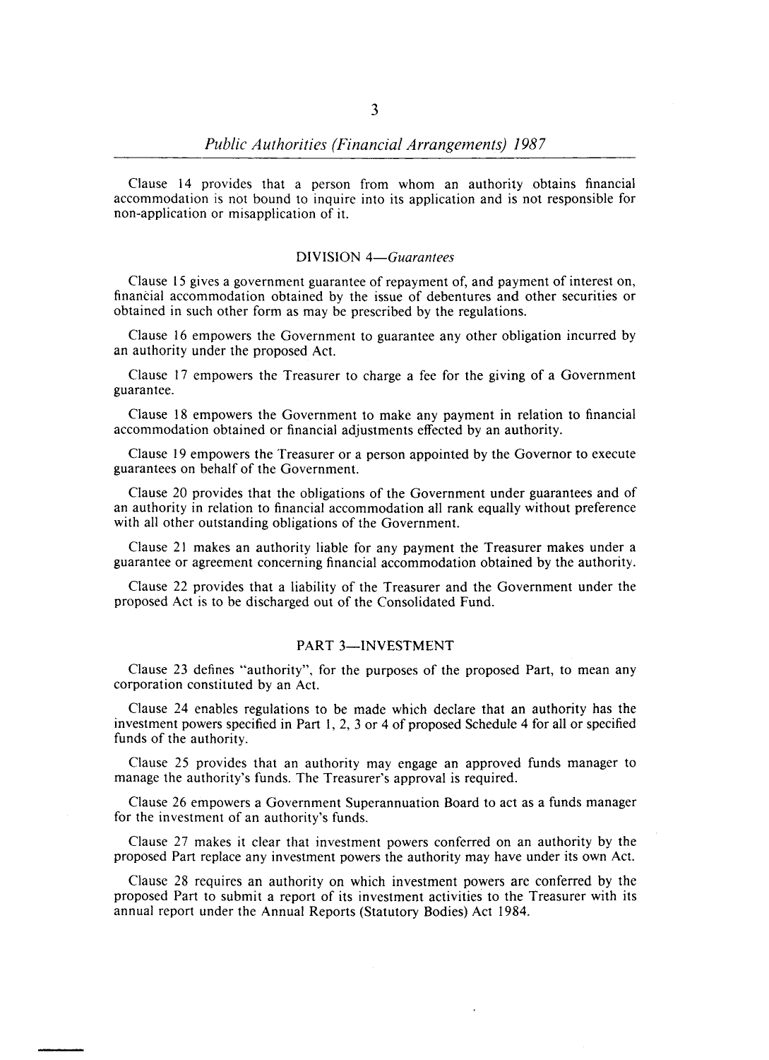Clause 14 provides that a person from whom an authority obtains financial accommodation is not bound to inquire into its application and is not responsible for non-application or misapplication of it.

### DIVISION 4—*Guarantees*

Clause 15 gives a government guarantee of repayment of, and payment of interest on, financial accommodation obtained by the issue of debentures and other securities or obtained in such other form as may be prescribed by the regulations.

Clause 16 empowers the Government to guarantee any other obligation incurred by an authority under the proposed Act.

Clause 17 empowers the Treasurer to charge a fee for the giving of a Government guarantee.

Clause 18 empowers the Government to make any payment in relation to financial accommodation obtained or financial adjustments effected by an authority.

Clause 19 empowers the Treasurer or a person appointed by the Governor to execute guarantees on behalf of the Government.

Clause 20 provides that the obligations of the Government under guarantees and of an authority in relation to financial accommodation all rank equally without preference with all other outstanding obligations of the Government.

Clause 21 makes an authority liable for any payment the Treasurer makes under a guarantee or agreement concerning financial accommodation obtained by the authority.

Clause 22 provides that a liability of the Treasurer and the Government under the proposed Act is to be discharged out of the Consolidated Fund.

## PART 3—INVESTMENT

Clause 23 defines "authority", for the purposes of the proposed Part, to mean any corporation constituted by an Act.

Clause 24 enables regulations to be made which declare that an authority has the investment powers specified in Part 1, 2, 3 or 4 of proposed Schedule 4 for all or specified funds of the authority.

Clause 25 provides that an authority may engage an approved funds manager to manage the authority's funds. The Treasurer's approval is required.

Clause 26 empowers a Government Superannuation Board to act as a funds manager for the investment of an authority's funds.

Clause 27 makes it clear that investment powers conferred on an authority by the proposed Part replace any investment powers the authority may have under its own Act.

Clause 28 requires an authority on which investment powers are conferred by the proposed Part to submit a report of its investment activities to the Treasurer with its annual report under the Annual Reports (Statutory Bodies) Act 1984.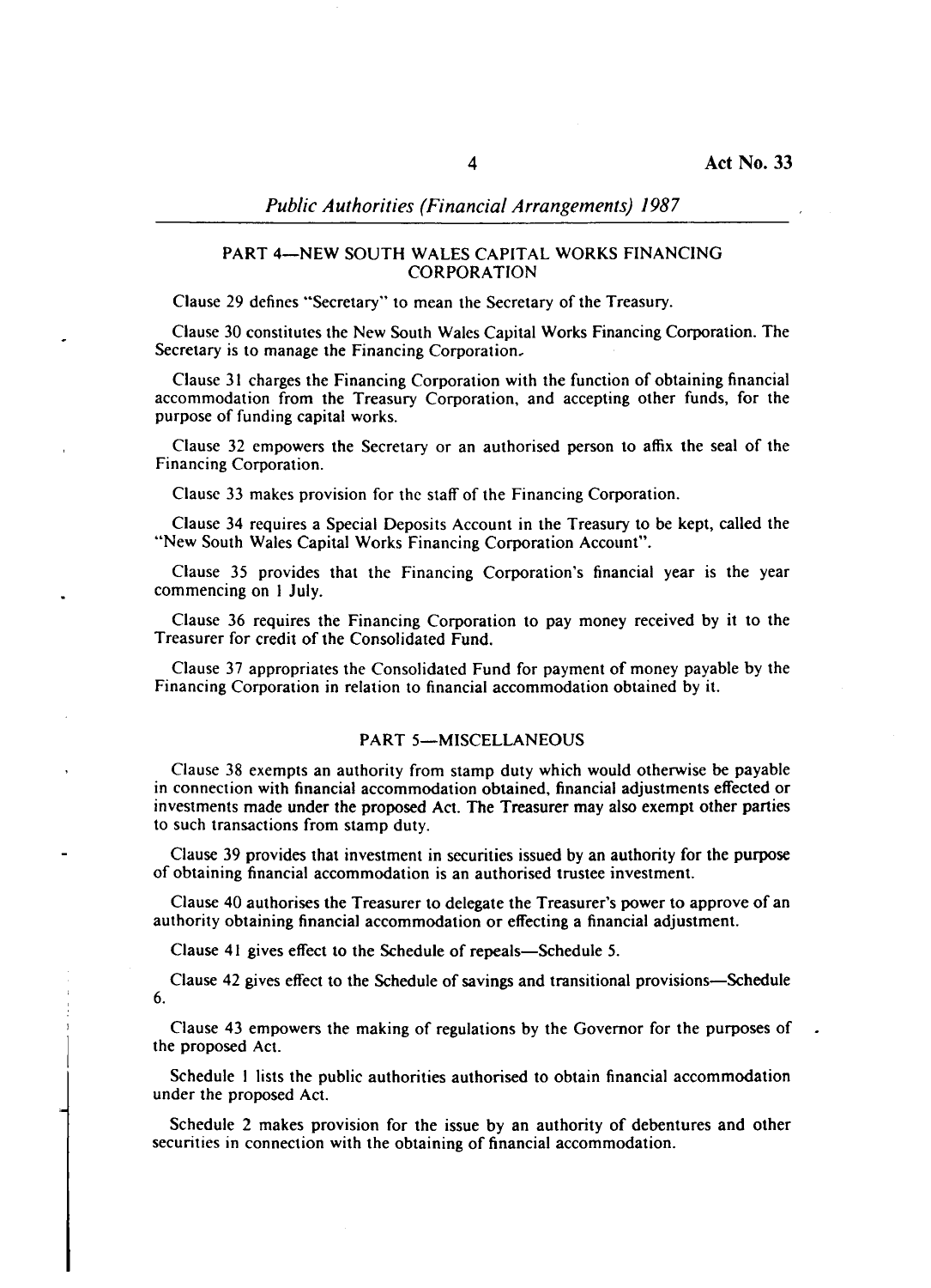## PART 4—NEW SOUTH WALES CAPITAL WORKS FINANCING CORPORATION

Clause 29 defines "Secretary" to mean the Secretary of the Treasury.

Clause 30 constitutes the New South Wales Capital Works Financing Corporation. The Secretary is to manage the Financing Corporation.

Clause 31 charges the Financing Corporation with the function of obtaining financial accommodation from the Treasury Corporation, and accepting other funds, for the purpose of funding capital works.

Clause 32 empowers the Secretary or an authorised person to affix the seal of the Financing Corporation.

Clause 33 makes provision for the staff of the Financing Corporation.

Clause 34 requires a Special Deposits Account in the Treasury to be kept, called the "New South Wales Capital Works Financing Corporation Account".

Clause 35 provides that the Financing Corporation's financial year is the year commencing on 1 July.

Clause 36 requires the Financing Corporation to pay money received by it to the Treasurer for credit of the Consolidated Fund.

Clause 37 appropriates the Consolidated Fund for payment of money payable by the Financing Corporation in relation to financial accommodation obtained by it.

## PART 5—MISCELLANEOUS

Clause 38 exempts an authority from stamp duty which would otherwise be payable in connection with financial accommodation obtained, financial adjustments effected or investments made under the proposed Act. The Treasurer may also exempt other parties to such transactions from stamp duty.

Clause 39 provides that investment in securities issued by an authority for the purpose of obtaining financial accommodation is an authorised trustee investment.

Clause 40 authorises the Treasurer to delegate the Treasurer's power to approve of an authority obtaining financial accommodation or effecting a financial adjustment.

Clause 41 gives effect to the Schedule of repeals—Schedule 5.

Clause 42 gives effect to the Schedule of savings and transitional provisions—Schedule 6.

Clause 43 empowers the making of regulations by the Governor for the purposes of the proposed Act.

Schedule 1 lists the public authorities authorised to obtain financial accommodation under the proposed Act.

Schedule 2 makes provision for the issue by an authority of debentures and other securities in connection with the obtaining of financial accommodation.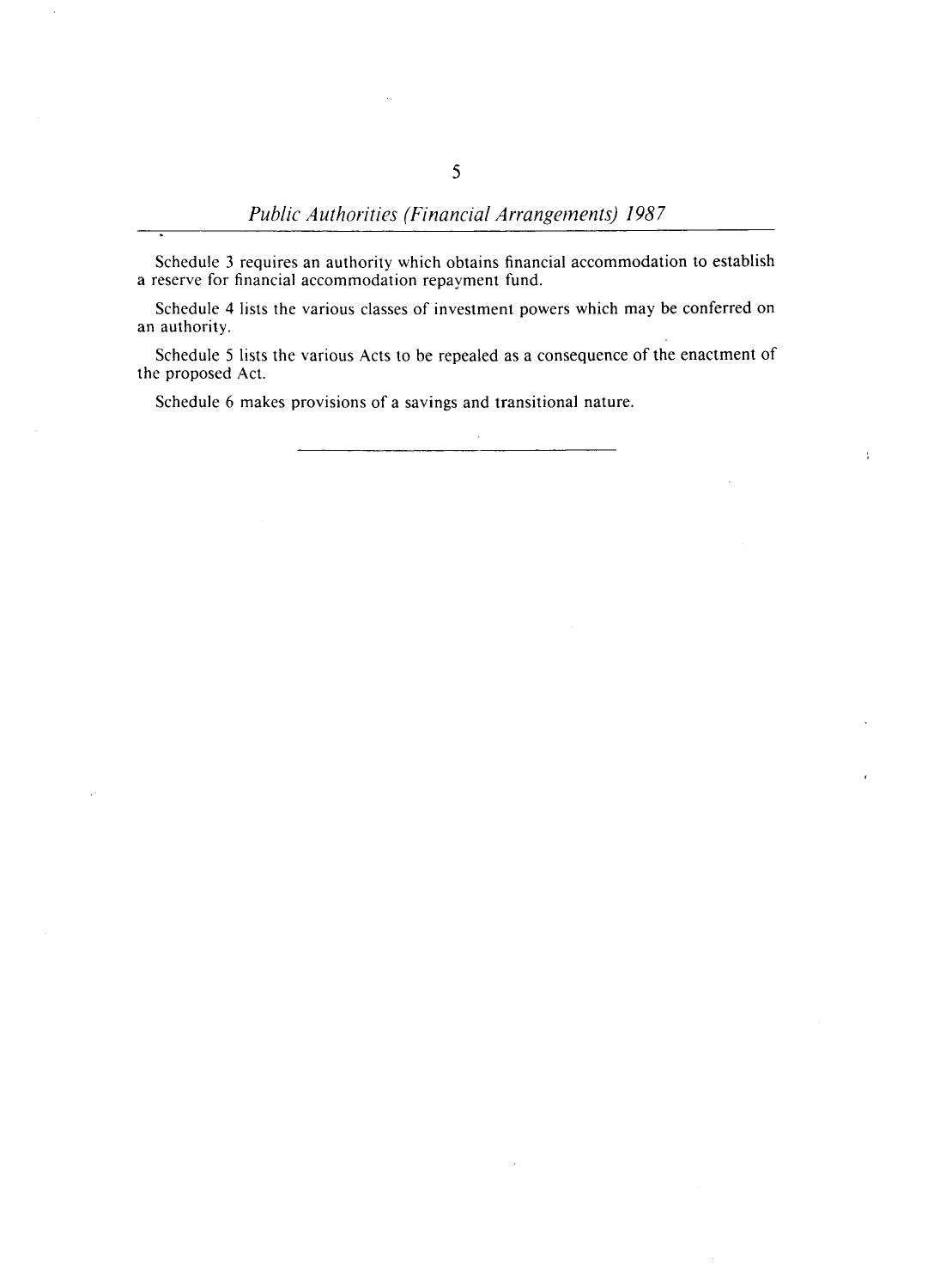Schedule 3 requires an authority which obtains financial accommodation to establish a reserve for financial accommodation repayment fund.

Schedule 4 lists the various classes of investment powers which may be conferred on an authority.

Schedule 5 lists the various Acts to be repealed as a consequence of the enactment of the proposed Act.

Schedule 6 makes provisions of a savings and transitional nature.